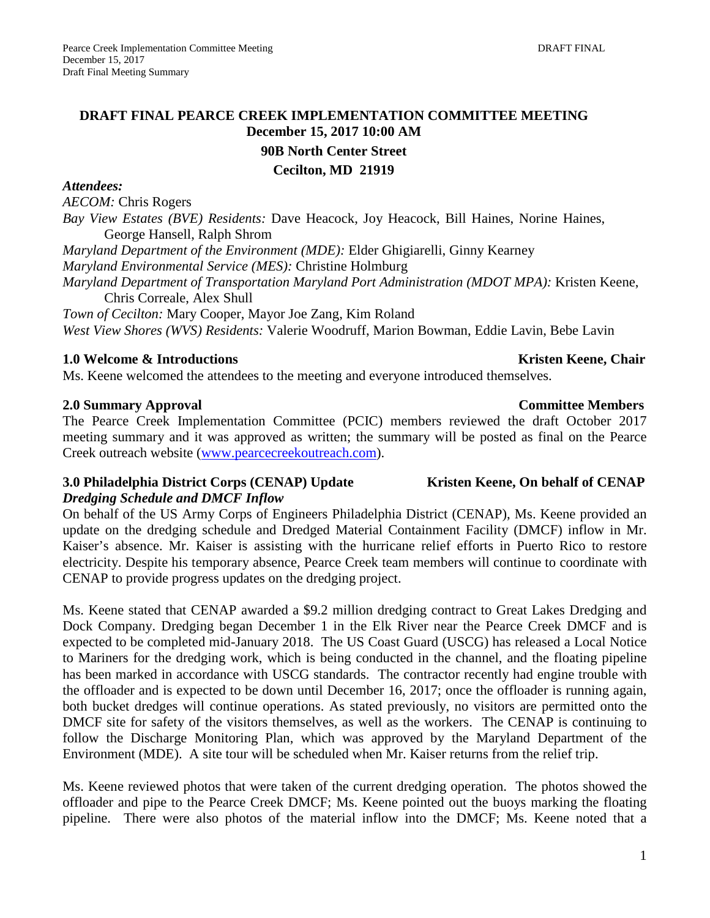# DRAFT FINAL PEARCE CREEK IMPLEMENTATION COMMITTEE MEETING

**December 15, 2017 10:00 AM**

**90B North Center Street**

**Cecilton, MD 21919**

***Attendees:***

*AECOM:* Chris Rogers

*Bay View Estates (BVE) Residents:* Dave Heacock, Joy Heacock, Bill Haines, Norine Haines, George Hansell, Ralph Shrom

*Maryland Department of the Environment (MDE):* Elder Ghigiarelli, Ginny Kearney

*Maryland Environmental Service (MES):* Christine Holmburg

*Maryland Department of Transportation Maryland Port Administration (MDOT MPA):* Kristen Keene, Chris Correale, Alex Shull

*Town of Cecilton:* Mary Cooper, Mayor Joe Zang, Kim Roland

*West View Shores (WVS) Residents:* Valerie Woodruff, Marion Bowman, Eddie Lavin, Bebe Lavin

## 1.0 Welcome & Introductions — Kristen Keene, Chair

Ms. Keene welcomed the attendees to the meeting and everyone introduced themselves.

## 2.0 Summary Approval — Committee Members

The Pearce Creek Implementation Committee (PCIC) members reviewed the draft October 2017 meeting summary and it was approved as written; the summary will be posted as final on the Pearce Creek outreach website (www.pearcecreekoutreach.com).

## 3.0 Philadelphia District Corps (CENAP) Update — Kristen Keene, On behalf of CENAP

***Dredging Schedule and DMCF Inflow***

On behalf of the US Army Corps of Engineers Philadelphia District (CENAP), Ms. Keene provided an update on the dredging schedule and Dredged Material Containment Facility (DMCF) inflow in Mr. Kaiser's absence. Mr. Kaiser is assisting with the hurricane relief efforts in Puerto Rico to restore electricity. Despite his temporary absence, Pearce Creek team members will continue to coordinate with CENAP to provide progress updates on the dredging project.

Ms. Keene stated that CENAP awarded a $9.2 million dredging contract to Great Lakes Dredging and Dock Company. Dredging began December 1 in the Elk River near the Pearce Creek DMCF and is expected to be completed mid-January 2018. The US Coast Guard (USCG) has released a Local Notice to Mariners for the dredging work, which is being conducted in the channel, and the floating pipeline has been marked in accordance with USCG standards. The contractor recently had engine trouble with the offloader and is expected to be down until December 16, 2017; once the offloader is running again, both bucket dredges will continue operations. As stated previously, no visitors are permitted onto the DMCF site for safety of the visitors themselves, as well as the workers. The CENAP is continuing to follow the Discharge Monitoring Plan, which was approved by the Maryland Department of the Environment (MDE). A site tour will be scheduled when Mr. Kaiser returns from the relief trip.

Ms. Keene reviewed photos that were taken of the current dredging operation. The photos showed the offloader and pipe to the Pearce Creek DMCF; Ms. Keene pointed out the buoys marking the floating pipeline. There were also photos of the material inflow into the DMCF; Ms. Keene noted that a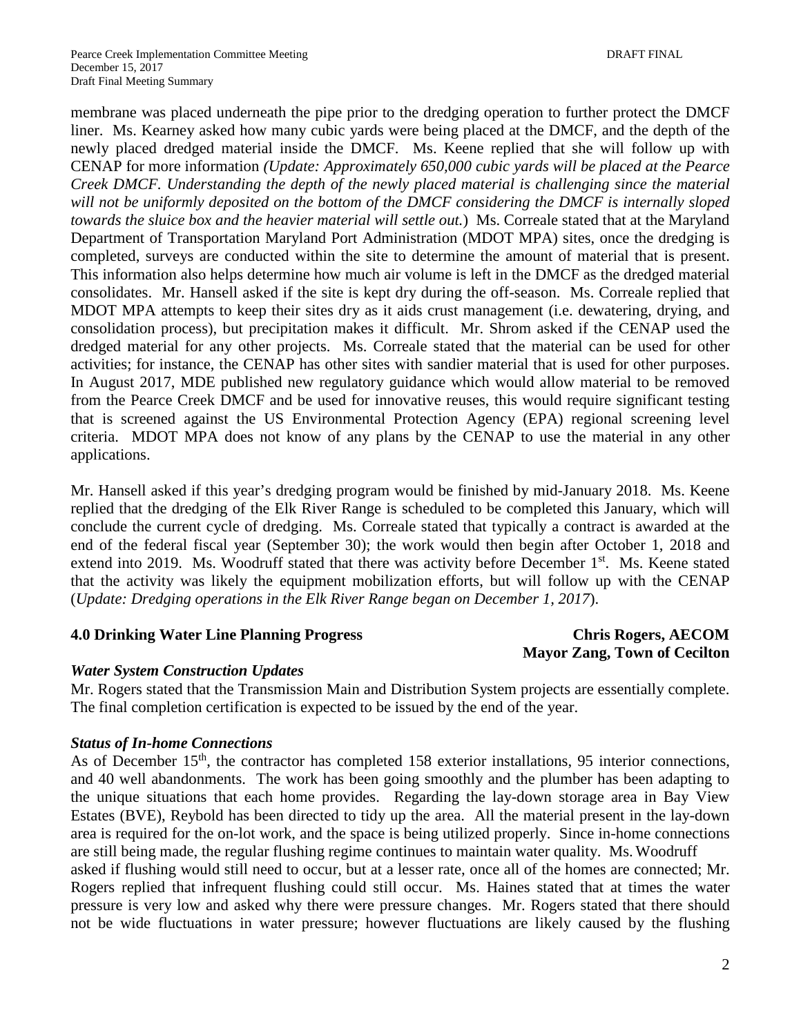membrane was placed underneath the pipe prior to the dredging operation to further protect the DMCF liner. Ms. Kearney asked how many cubic yards were being placed at the DMCF, and the depth of the newly placed dredged material inside the DMCF. Ms. Keene replied that she will follow up with CENAP for more information *(Update: Approximately 650,000 cubic yards will be placed at the Pearce Creek DMCF. Understanding the depth of the newly placed material is challenging since the material will not be uniformly deposited on the bottom of the DMCF considering the DMCF is internally sloped towards the sluice box and the heavier material will settle out.)* Ms. Correale stated that at the Maryland Department of Transportation Maryland Port Administration (MDOT MPA) sites, once the dredging is completed, surveys are conducted within the site to determine the amount of material that is present. This information also helps determine how much air volume is left in the DMCF as the dredged material consolidates. Mr. Hansell asked if the site is kept dry during the off-season. Ms. Correale replied that MDOT MPA attempts to keep their sites dry as it aids crust management (i.e. dewatering, drying, and consolidation process), but precipitation makes it difficult. Mr. Shrom asked if the CENAP used the dredged material for any other projects. Ms. Correale stated that the material can be used for other activities; for instance, the CENAP has other sites with sandier material that is used for other purposes. In August 2017, MDE published new regulatory guidance which would allow material to be removed from the Pearce Creek DMCF and be used for innovative reuses, this would require significant testing that is screened against the US Environmental Protection Agency (EPA) regional screening level criteria. MDOT MPA does not know of any plans by the CENAP to use the material in any other applications.

Mr. Hansell asked if this year's dredging program would be finished by mid-January 2018. Ms. Keene replied that the dredging of the Elk River Range is scheduled to be completed this January, which will conclude the current cycle of dredging. Ms. Correale stated that typically a contract is awarded at the end of the federal fiscal year (September 30); the work would then begin after October 1, 2018 and extend into 2019. Ms. Woodruff stated that there was activity before December 1st. Ms. Keene stated that the activity was likely the equipment mobilization efforts, but will follow up with the CENAP (*Update: Dredging operations in the Elk River Range began on December 1, 2017*).

## 4.0 Drinking Water Line Planning Progress

**Chris Rogers, AECOM**
**Mayor Zang, Town of Cecilton**

### *Water System Construction Updates*

Mr. Rogers stated that the Transmission Main and Distribution System projects are essentially complete. The final completion certification is expected to be issued by the end of the year.

### *Status of In-home Connections*

As of December 15th, the contractor has completed 158 exterior installations, 95 interior connections, and 40 well abandonments. The work has been going smoothly and the plumber has been adapting to the unique situations that each home provides. Regarding the lay-down storage area in Bay View Estates (BVE), Reybold has been directed to tidy up the area. All the material present in the lay-down area is required for the on-lot work, and the space is being utilized properly. Since in-home connections are still being made, the regular flushing regime continues to maintain water quality. Ms. Woodruff asked if flushing would still need to occur, but at a lesser rate, once all of the homes are connected; Mr. Rogers replied that infrequent flushing could still occur. Ms. Haines stated that at times the water pressure is very low and asked why there were pressure changes. Mr. Rogers stated that there should not be wide fluctuations in water pressure; however fluctuations are likely caused by the flushing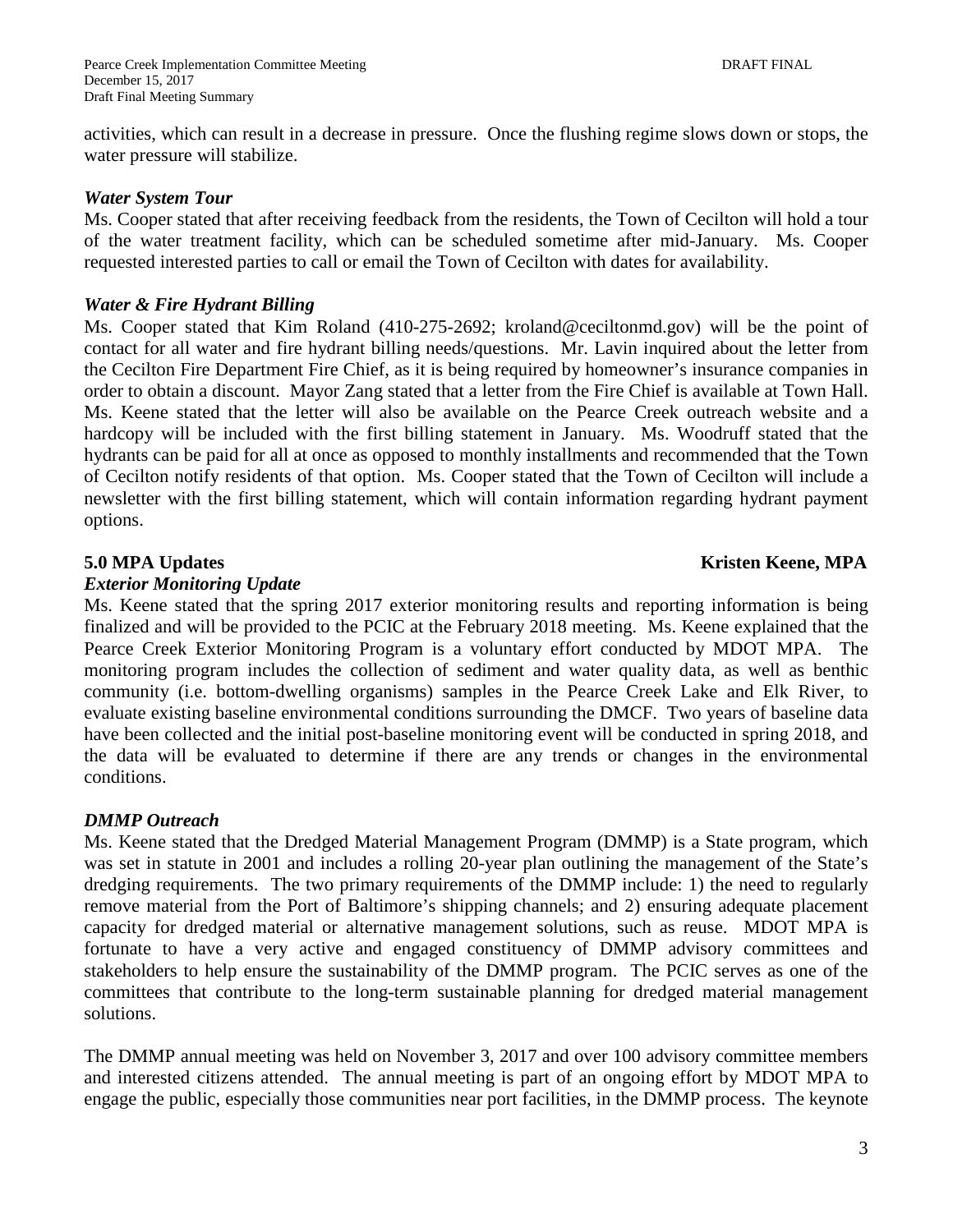activities, which can result in a decrease in pressure. Once the flushing regime slows down or stops, the water pressure will stabilize.

***Water System Tour***

Ms. Cooper stated that after receiving feedback from the residents, the Town of Cecilton will hold a tour of the water treatment facility, which can be scheduled sometime after mid-January. Ms. Cooper requested interested parties to call or email the Town of Cecilton with dates for availability.

***Water & Fire Hydrant Billing***

Ms. Cooper stated that Kim Roland (410-275-2692; kroland@ceciltonmd.gov) will be the point of contact for all water and fire hydrant billing needs/questions. Mr. Lavin inquired about the letter from the Cecilton Fire Department Fire Chief, as it is being required by homeowner's insurance companies in order to obtain a discount. Mayor Zang stated that a letter from the Fire Chief is available at Town Hall. Ms. Keene stated that the letter will also be available on the Pearce Creek outreach website and a hardcopy will be included with the first billing statement in January. Ms. Woodruff stated that the hydrants can be paid for all at once as opposed to monthly installments and recommended that the Town of Cecilton notify residents of that option. Ms. Cooper stated that the Town of Cecilton will include a newsletter with the first billing statement, which will contain information regarding hydrant payment options.

**5.0 MPA Updates** **Kristen Keene, MPA**

***Exterior Monitoring Update***

Ms. Keene stated that the spring 2017 exterior monitoring results and reporting information is being finalized and will be provided to the PCIC at the February 2018 meeting. Ms. Keene explained that the Pearce Creek Exterior Monitoring Program is a voluntary effort conducted by MDOT MPA. The monitoring program includes the collection of sediment and water quality data, as well as benthic community (i.e. bottom-dwelling organisms) samples in the Pearce Creek Lake and Elk River, to evaluate existing baseline environmental conditions surrounding the DMCF. Two years of baseline data have been collected and the initial post-baseline monitoring event will be conducted in spring 2018, and the data will be evaluated to determine if there are any trends or changes in the environmental conditions.

***DMMP Outreach***

Ms. Keene stated that the Dredged Material Management Program (DMMP) is a State program, which was set in statute in 2001 and includes a rolling 20-year plan outlining the management of the State's dredging requirements. The two primary requirements of the DMMP include: 1) the need to regularly remove material from the Port of Baltimore's shipping channels; and 2) ensuring adequate placement capacity for dredged material or alternative management solutions, such as reuse. MDOT MPA is fortunate to have a very active and engaged constituency of DMMP advisory committees and stakeholders to help ensure the sustainability of the DMMP program. The PCIC serves as one of the committees that contribute to the long-term sustainable planning for dredged material management solutions.

The DMMP annual meeting was held on November 3, 2017 and over 100 advisory committee members and interested citizens attended. The annual meeting is part of an ongoing effort by MDOT MPA to engage the public, especially those communities near port facilities, in the DMMP process. The keynote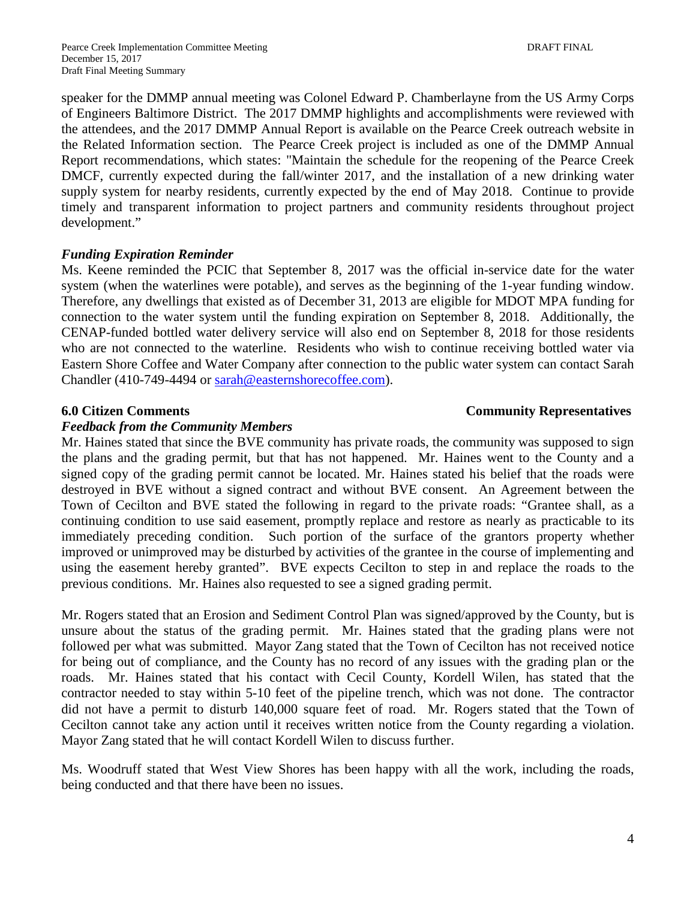speaker for the DMMP annual meeting was Colonel Edward P. Chamberlayne from the US Army Corps of Engineers Baltimore District. The 2017 DMMP highlights and accomplishments were reviewed with the attendees, and the 2017 DMMP Annual Report is available on the Pearce Creek outreach website in the Related Information section. The Pearce Creek project is included as one of the DMMP Annual Report recommendations, which states: "Maintain the schedule for the reopening of the Pearce Creek DMCF, currently expected during the fall/winter 2017, and the installation of a new drinking water supply system for nearby residents, currently expected by the end of May 2018. Continue to provide timely and transparent information to project partners and community residents throughout project development."

***Funding Expiration Reminder***

Ms. Keene reminded the PCIC that September 8, 2017 was the official in-service date for the water system (when the waterlines were potable), and serves as the beginning of the 1-year funding window. Therefore, any dwellings that existed as of December 31, 2013 are eligible for MDOT MPA funding for connection to the water system until the funding expiration on September 8, 2018. Additionally, the CENAP-funded bottled water delivery service will also end on September 8, 2018 for those residents who are not connected to the waterline. Residents who wish to continue receiving bottled water via Eastern Shore Coffee and Water Company after connection to the public water system can contact Sarah Chandler (410-749-4494 or sarah@easternshorecoffee.com).

**6.0 Citizen Comments** **Community Representatives**

***Feedback from the Community Members***

Mr. Haines stated that since the BVE community has private roads, the community was supposed to sign the plans and the grading permit, but that has not happened. Mr. Haines went to the County and a signed copy of the grading permit cannot be located. Mr. Haines stated his belief that the roads were destroyed in BVE without a signed contract and without BVE consent. An Agreement between the Town of Cecilton and BVE stated the following in regard to the private roads: "Grantee shall, as a continuing condition to use said easement, promptly replace and restore as nearly as practicable to its immediately preceding condition. Such portion of the surface of the grantors property whether improved or unimproved may be disturbed by activities of the grantee in the course of implementing and using the easement hereby granted". BVE expects Cecilton to step in and replace the roads to the previous conditions. Mr. Haines also requested to see a signed grading permit.

Mr. Rogers stated that an Erosion and Sediment Control Plan was signed/approved by the County, but is unsure about the status of the grading permit. Mr. Haines stated that the grading plans were not followed per what was submitted. Mayor Zang stated that the Town of Cecilton has not received notice for being out of compliance, and the County has no record of any issues with the grading plan or the roads. Mr. Haines stated that his contact with Cecil County, Kordell Wilen, has stated that the contractor needed to stay within 5-10 feet of the pipeline trench, which was not done. The contractor did not have a permit to disturb 140,000 square feet of road. Mr. Rogers stated that the Town of Cecilton cannot take any action until it receives written notice from the County regarding a violation. Mayor Zang stated that he will contact Kordell Wilen to discuss further.

Ms. Woodruff stated that West View Shores has been happy with all the work, including the roads, being conducted and that there have been no issues.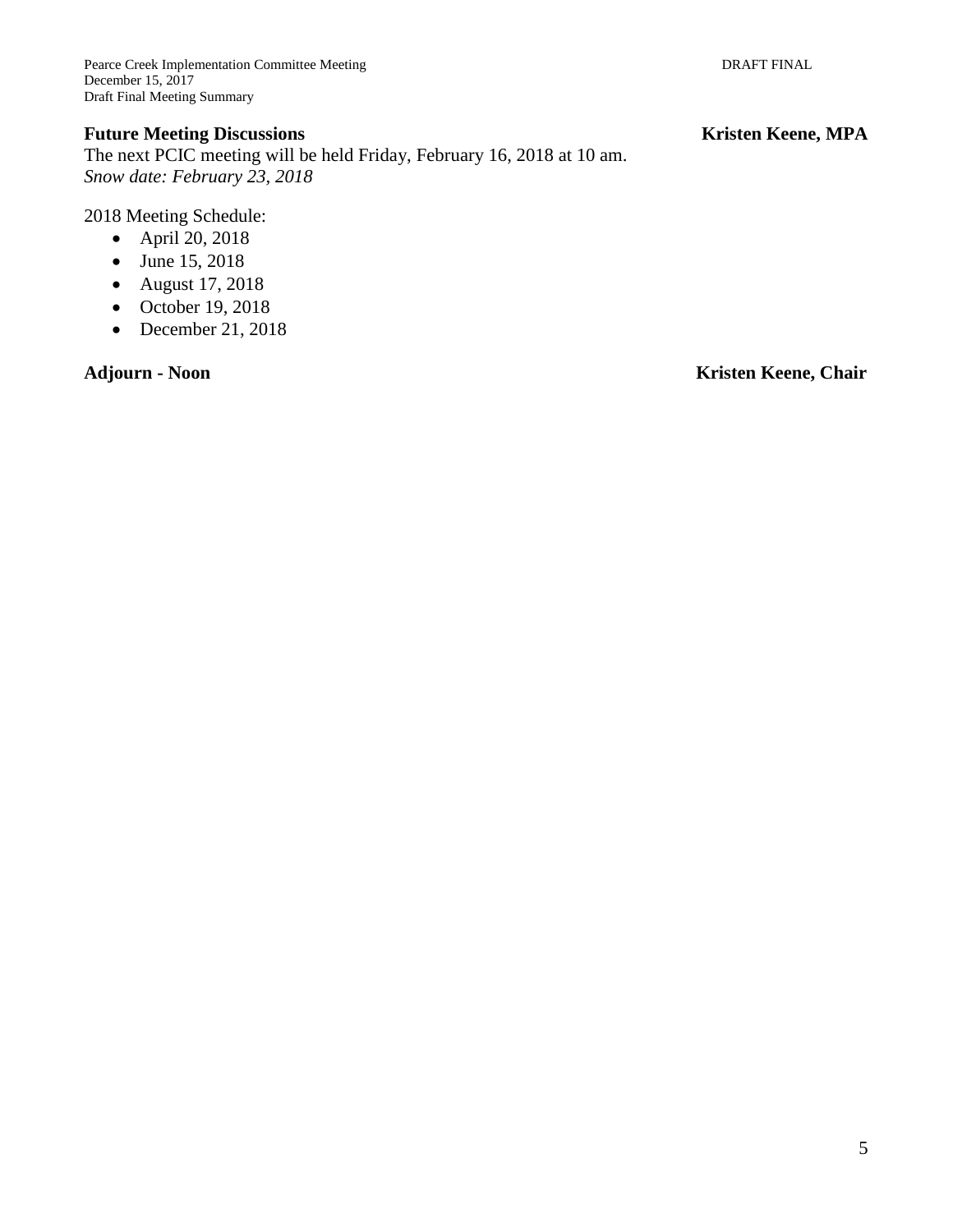**Future Meeting Discussions** **Kristen Keene, MPA**

The next PCIC meeting will be held Friday, February 16, 2018 at 10 am.
*Snow date: February 23, 2018*

2018 Meeting Schedule:

- April 20, 2018
- June 15, 2018
- August 17, 2018
- October 19, 2018
- December 21, 2018

**Adjourn - Noon** **Kristen Keene, Chair**